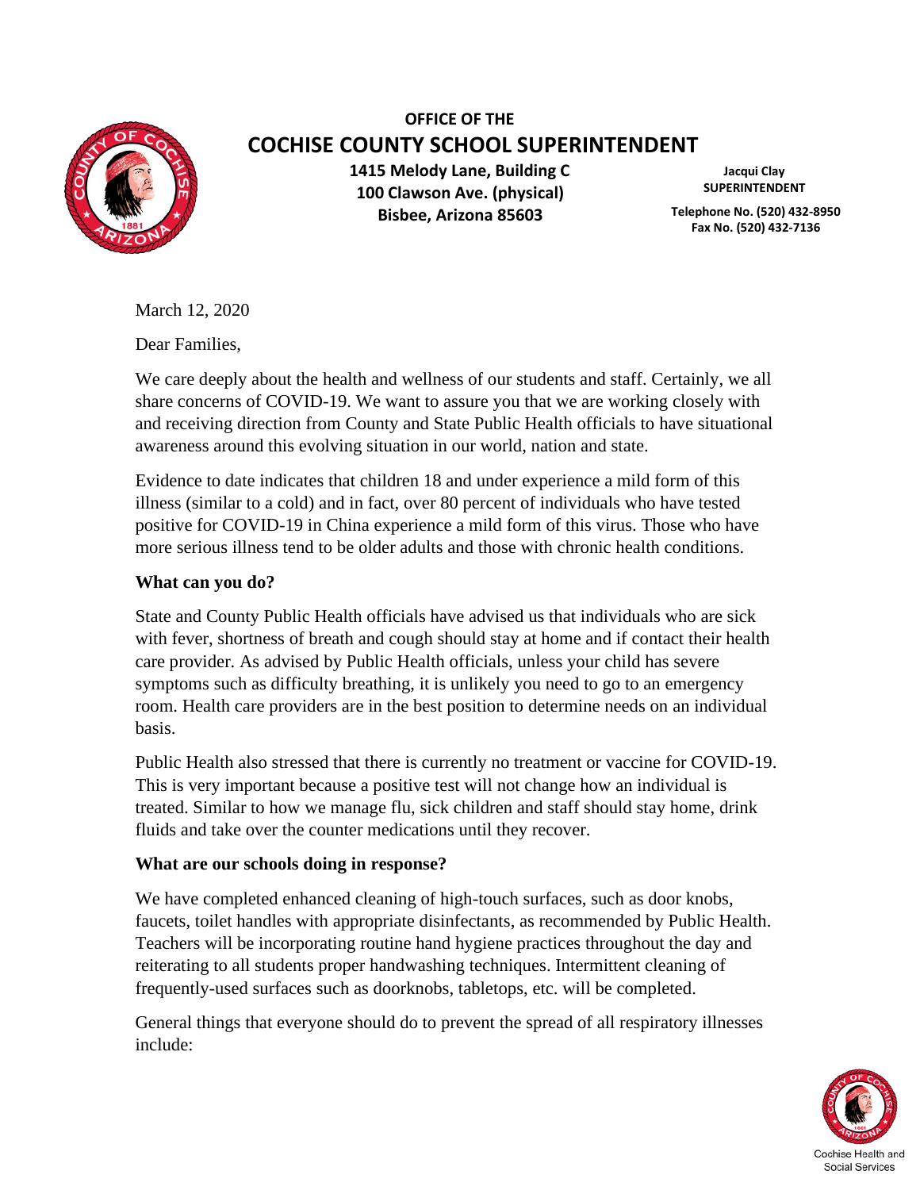**OFFICE OF THE**

# COCHISE COUNTY SCHOOL SUPERINTENDENT

**1415 Melody Lane, Building C**
**100 Clawson Ave. (physical)**
**Bisbee, Arizona 85603**

**Jacqui Clay**
**SUPERINTENDENT**

**Telephone No. (520) 432-8950**
**Fax No. (520) 432-7136**

March 12, 2020

Dear Families,

We care deeply about the health and wellness of our students and staff. Certainly, we all share concerns of COVID-19. We want to assure you that we are working closely with and receiving direction from County and State Public Health officials to have situational awareness around this evolving situation in our world, nation and state.

Evidence to date indicates that children 18 and under experience a mild form of this illness (similar to a cold) and in fact, over 80 percent of individuals who have tested positive for COVID-19 in China experience a mild form of this virus. Those who have more serious illness tend to be older adults and those with chronic health conditions.

**What can you do?**

State and County Public Health officials have advised us that individuals who are sick with fever, shortness of breath and cough should stay at home and if contact their health care provider. As advised by Public Health officials, unless your child has severe symptoms such as difficulty breathing, it is unlikely you need to go to an emergency room. Health care providers are in the best position to determine needs on an individual basis.

Public Health also stressed that there is currently no treatment or vaccine for COVID-19. This is very important because a positive test will not change how an individual is treated. Similar to how we manage flu, sick children and staff should stay home, drink fluids and take over the counter medications until they recover.

**What are our schools doing in response?**

We have completed enhanced cleaning of high-touch surfaces, such as door knobs, faucets, toilet handles with appropriate disinfectants, as recommended by Public Health. Teachers will be incorporating routine hand hygiene practices throughout the day and reiterating to all students proper handwashing techniques. Intermittent cleaning of frequently-used surfaces such as doorknobs, tabletops, etc. will be completed.

General things that everyone should do to prevent the spread of all respiratory illnesses include:

Cochise Health and Social Services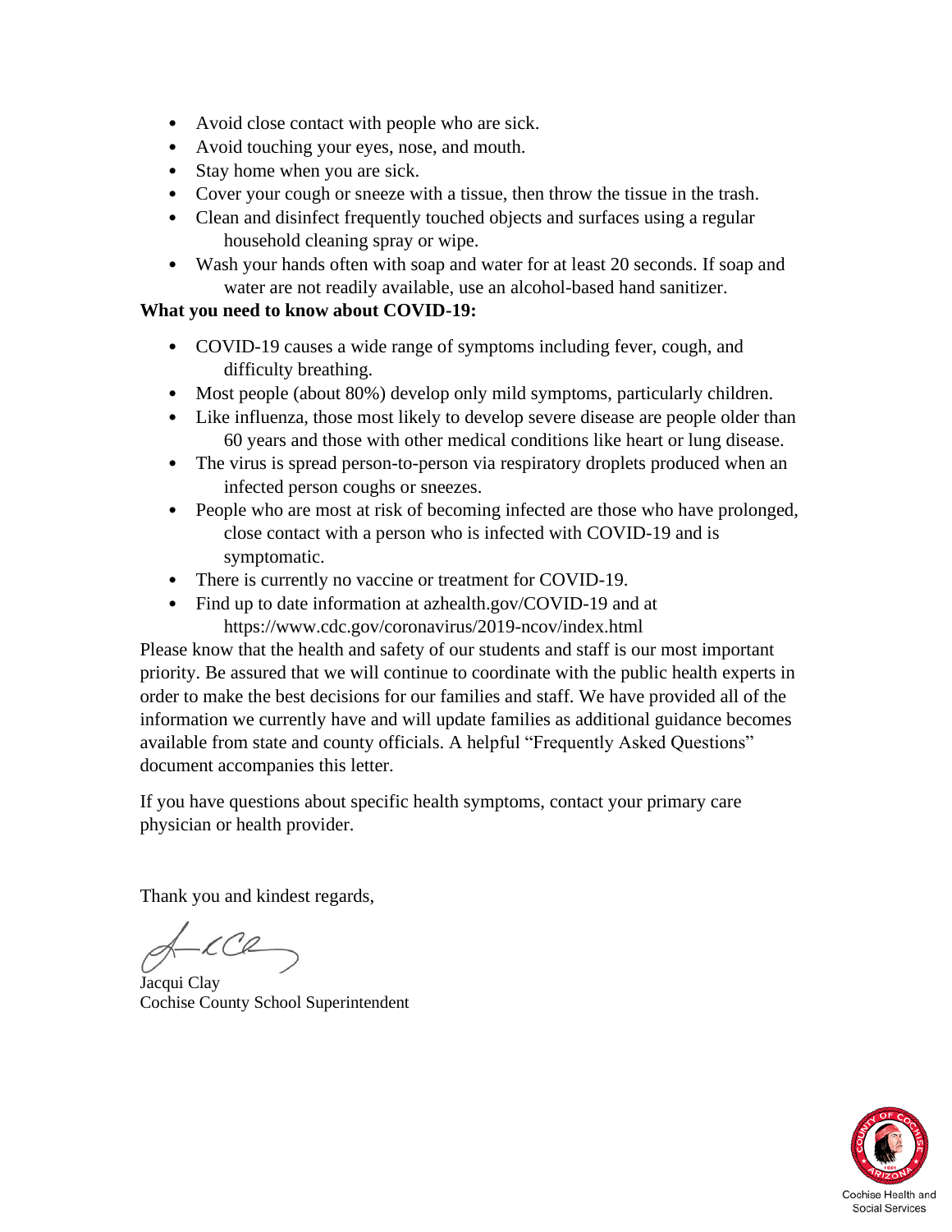- Avoid close contact with people who are sick.
- Avoid touching your eyes, nose, and mouth.
- Stay home when you are sick.
- Cover your cough or sneeze with a tissue, then throw the tissue in the trash.
- Clean and disinfect frequently touched objects and surfaces using a regular household cleaning spray or wipe.
- Wash your hands often with soap and water for at least 20 seconds. If soap and water are not readily available, use an alcohol-based hand sanitizer.

**What you need to know about COVID-19:**

- COVID-19 causes a wide range of symptoms including fever, cough, and difficulty breathing.
- Most people (about 80%) develop only mild symptoms, particularly children.
- Like influenza, those most likely to develop severe disease are people older than 60 years and those with other medical conditions like heart or lung disease.
- The virus is spread person-to-person via respiratory droplets produced when an infected person coughs or sneezes.
- People who are most at risk of becoming infected are those who have prolonged, close contact with a person who is infected with COVID-19 and is symptomatic.
- There is currently no vaccine or treatment for COVID-19.
- Find up to date information at azhealth.gov/COVID-19 and at https://www.cdc.gov/coronavirus/2019-ncov/index.html

Please know that the health and safety of our students and staff is our most important priority. Be assured that we will continue to coordinate with the public health experts in order to make the best decisions for our families and staff. We have provided all of the information we currently have and will update families as additional guidance becomes available from state and county officials. A helpful "Frequently Asked Questions" document accompanies this letter.

If you have questions about specific health symptoms, contact your primary care physician or health provider.

Thank you and kindest regards,

Jacqui Clay
Cochise County School Superintendent

Cochise Health and Social Services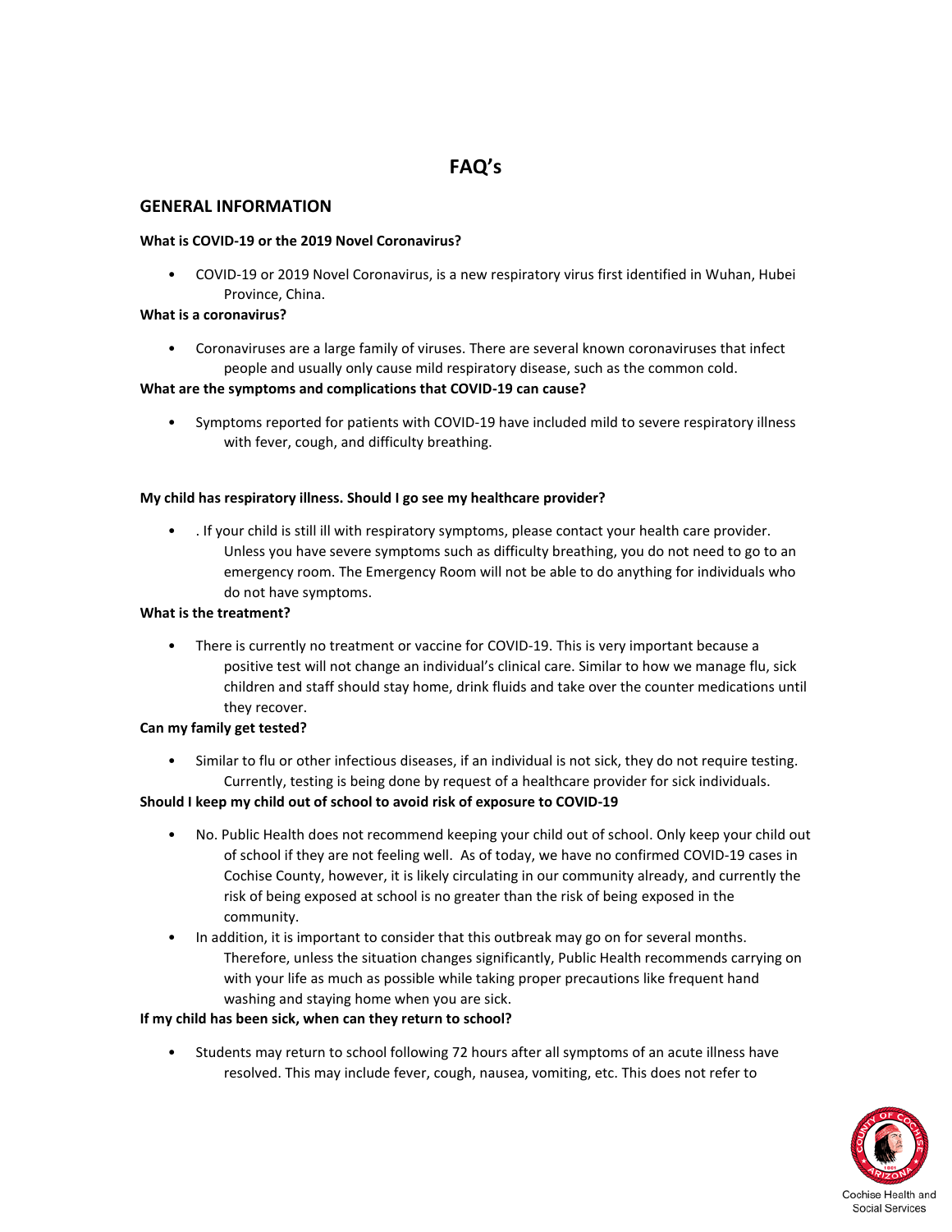# FAQ's

## GENERAL INFORMATION

**What is COVID-19 or the 2019 Novel Coronavirus?**

- COVID-19 or 2019 Novel Coronavirus, is a new respiratory virus first identified in Wuhan, Hubei Province, China.

**What is a coronavirus?**

- Coronaviruses are a large family of viruses. There are several known coronaviruses that infect people and usually only cause mild respiratory disease, such as the common cold.

**What are the symptoms and complications that COVID-19 can cause?**

- Symptoms reported for patients with COVID-19 have included mild to severe respiratory illness with fever, cough, and difficulty breathing.

**My child has respiratory illness. Should I go see my healthcare provider?**

- . If your child is still ill with respiratory symptoms, please contact your health care provider. Unless you have severe symptoms such as difficulty breathing, you do not need to go to an emergency room. The Emergency Room will not be able to do anything for individuals who do not have symptoms.

**What is the treatment?**

- There is currently no treatment or vaccine for COVID-19. This is very important because a positive test will not change an individual's clinical care. Similar to how we manage flu, sick children and staff should stay home, drink fluids and take over the counter medications until they recover.

**Can my family get tested?**

- Similar to flu or other infectious diseases, if an individual is not sick, they do not require testing. Currently, testing is being done by request of a healthcare provider for sick individuals.

**Should I keep my child out of school to avoid risk of exposure to COVID-19**

- No. Public Health does not recommend keeping your child out of school. Only keep your child out of school if they are not feeling well. As of today, we have no confirmed COVID-19 cases in Cochise County, however, it is likely circulating in our community already, and currently the risk of being exposed at school is no greater than the risk of being exposed in the community.
- In addition, it is important to consider that this outbreak may go on for several months. Therefore, unless the situation changes significantly, Public Health recommends carrying on with your life as much as possible while taking proper precautions like frequent hand washing and staying home when you are sick.

**If my child has been sick, when can they return to school?**

- Students may return to school following 72 hours after all symptoms of an acute illness have resolved. This may include fever, cough, nausea, vomiting, etc. This does not refer to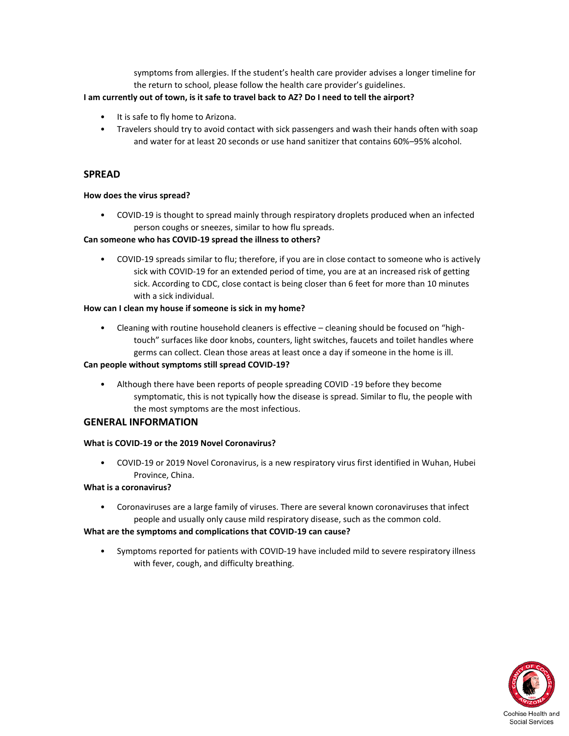symptoms from allergies. If the student's health care provider advises a longer timeline for the return to school, please follow the health care provider's guidelines.

**I am currently out of town, is it safe to travel back to AZ? Do I need to tell the airport?**

- It is safe to fly home to Arizona.
- Travelers should try to avoid contact with sick passengers and wash their hands often with soap and water for at least 20 seconds or use hand sanitizer that contains 60%–95% alcohol.

## SPREAD

**How does the virus spread?**

- COVID-19 is thought to spread mainly through respiratory droplets produced when an infected person coughs or sneezes, similar to how flu spreads.

**Can someone who has COVID-19 spread the illness to others?**

- COVID-19 spreads similar to flu; therefore, if you are in close contact to someone who is actively sick with COVID-19 for an extended period of time, you are at an increased risk of getting sick. According to CDC, close contact is being closer than 6 feet for more than 10 minutes with a sick individual.

**How can I clean my house if someone is sick in my home?**

- Cleaning with routine household cleaners is effective – cleaning should be focused on "high-touch" surfaces like door knobs, counters, light switches, faucets and toilet handles where germs can collect. Clean those areas at least once a day if someone in the home is ill.

**Can people without symptoms still spread COVID-19?**

- Although there have been reports of people spreading COVID -19 before they become symptomatic, this is not typically how the disease is spread. Similar to flu, the people with the most symptoms are the most infectious.

## GENERAL INFORMATION

**What is COVID-19 or the 2019 Novel Coronavirus?**

- COVID-19 or 2019 Novel Coronavirus, is a new respiratory virus first identified in Wuhan, Hubei Province, China.

**What is a coronavirus?**

- Coronaviruses are a large family of viruses. There are several known coronaviruses that infect people and usually only cause mild respiratory disease, such as the common cold.

**What are the symptoms and complications that COVID-19 can cause?**

- Symptoms reported for patients with COVID-19 have included mild to severe respiratory illness with fever, cough, and difficulty breathing.